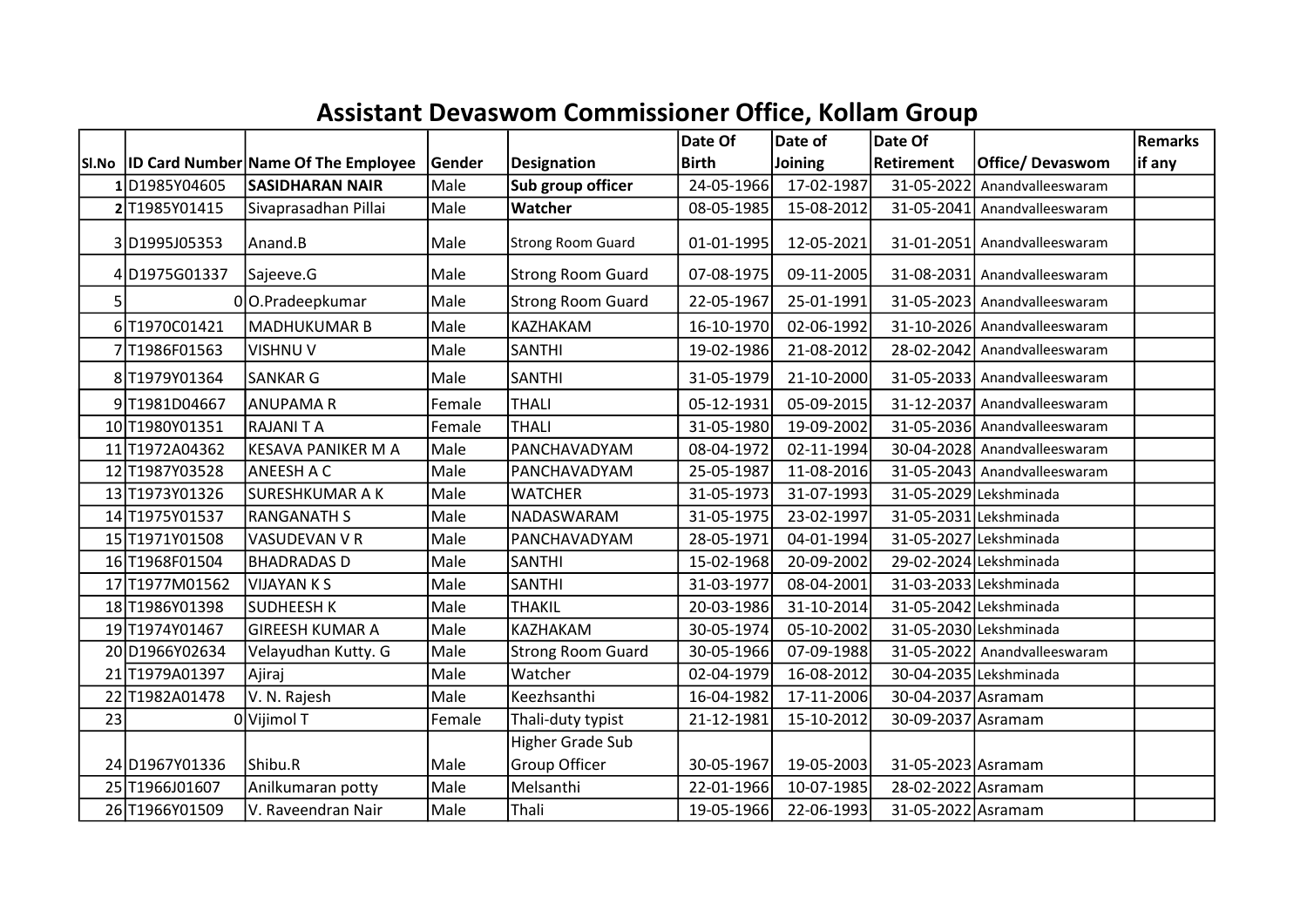# Assistant Devaswom Commissioner Office, Kollam Group

| Sl.No | ID Card Number | Name Of The Employee | Gender | Designation | Date Of Birth | Date of Joining | Date Of Retirement | Office/ Devaswom | Remarks if any |
|---|---|---|---|---|---|---|---|---|---|
| 1 | D1985Y04605 | **SASIDHARAN NAIR** | Male | **Sub group officer** | 24-05-1966 | 17-02-1987 | 31-05-2022 | Anandvalleeswaram | |
| 2 | T1985Y01415 | Sivaprasadhan Pillai | Male | **Watcher** | 08-05-1985 | 15-08-2012 | 31-05-2041 | Anandvalleeswaram | |
| 3 | D1995J05353 | Anand.B | Male | Strong Room Guard | 01-01-1995 | 12-05-2021 | 31-01-2051 | Anandvalleeswaram | |
| 4 | D1975G01337 | Sajeeve.G | Male | Strong Room Guard | 07-08-1975 | 09-11-2005 | 31-08-2031 | Anandvalleeswaram | |
| 5 | 0 | O.Pradeepkumar | Male | Strong Room Guard | 22-05-1967 | 25-01-1991 | 31-05-2023 | Anandvalleeswaram | |
| 6 | T1970C01421 | MADHUKUMAR B | Male | KAZHAKAM | 16-10-1970 | 02-06-1992 | 31-10-2026 | Anandvalleeswaram | |
| 7 | T1986F01563 | VISHNU V | Male | SANTHI | 19-02-1986 | 21-08-2012 | 28-02-2042 | Anandvalleeswaram | |
| 8 | T1979Y01364 | SANKAR G | Male | SANTHI | 31-05-1979 | 21-10-2000 | 31-05-2033 | Anandvalleeswaram | |
| 9 | T1981D04667 | ANUPAMA R | Female | THALI | 05-12-1931 | 05-09-2015 | 31-12-2037 | Anandvalleeswaram | |
| 10 | T1980Y01351 | RAJANI T A | Female | THALI | 31-05-1980 | 19-09-2002 | 31-05-2036 | Anandvalleeswaram | |
| 11 | T1972A04362 | KESAVA PANIKER M A | Male | PANCHAVADYAM | 08-04-1972 | 02-11-1994 | 30-04-2028 | Anandvalleeswaram | |
| 12 | T1987Y03528 | ANEESH A C | Male | PANCHAVADYAM | 25-05-1987 | 11-08-2016 | 31-05-2043 | Anandvalleeswaram | |
| 13 | T1973Y01326 | SURESHKUMAR A K | Male | WATCHER | 31-05-1973 | 31-07-1993 | 31-05-2029 | Lekshminada | |
| 14 | T1975Y01537 | RANGANATH S | Male | NADASWARAM | 31-05-1975 | 23-02-1997 | 31-05-2031 | Lekshminada | |
| 15 | T1971Y01508 | VASUDEVAN V R | Male | PANCHAVADYAM | 28-05-1971 | 04-01-1994 | 31-05-2027 | Lekshminada | |
| 16 | T1968F01504 | BHADRADAS D | Male | SANTHI | 15-02-1968 | 20-09-2002 | 29-02-2024 | Lekshminada | |
| 17 | T1977M01562 | VIJAYAN K S | Male | SANTHI | 31-03-1977 | 08-04-2001 | 31-03-2033 | Lekshminada | |
| 18 | T1986Y01398 | SUDHEESH K | Male | THAKIL | 20-03-1986 | 31-10-2014 | 31-05-2042 | Lekshminada | |
| 19 | T1974Y01467 | GIREESH KUMAR A | Male | KAZHAKAM | 30-05-1974 | 05-10-2002 | 31-05-2030 | Lekshminada | |
| 20 | D1966Y02634 | Velayudhan Kutty. G | Male | Strong Room Guard | 30-05-1966 | 07-09-1988 | 31-05-2022 | Anandvalleeswaram | |
| 21 | T1979A01397 | Ajiraj | Male | Watcher | 02-04-1979 | 16-08-2012 | 30-04-2035 | Lekshminada | |
| 22 | T1982A01478 | V. N. Rajesh | Male | Keezhsanthi | 16-04-1982 | 17-11-2006 | 30-04-2037 | Asramam | |
| 23 | 0 | Vijimol T | Female | Thali-duty typist | 21-12-1981 | 15-10-2012 | 30-09-2037 | Asramam | |
| 24 | D1967Y01336 | Shibu.R | Male | Higher Grade Sub Group Officer | 30-05-1967 | 19-05-2003 | 31-05-2023 | Asramam | |
| 25 | T1966J01607 | Anilkumaran potty | Male | Melsanthi | 22-01-1966 | 10-07-1985 | 28-02-2022 | Asramam | |
| 26 | T1966Y01509 | V. Raveendran Nair | Male | Thali | 19-05-1966 | 22-06-1993 | 31-05-2022 | Asramam | |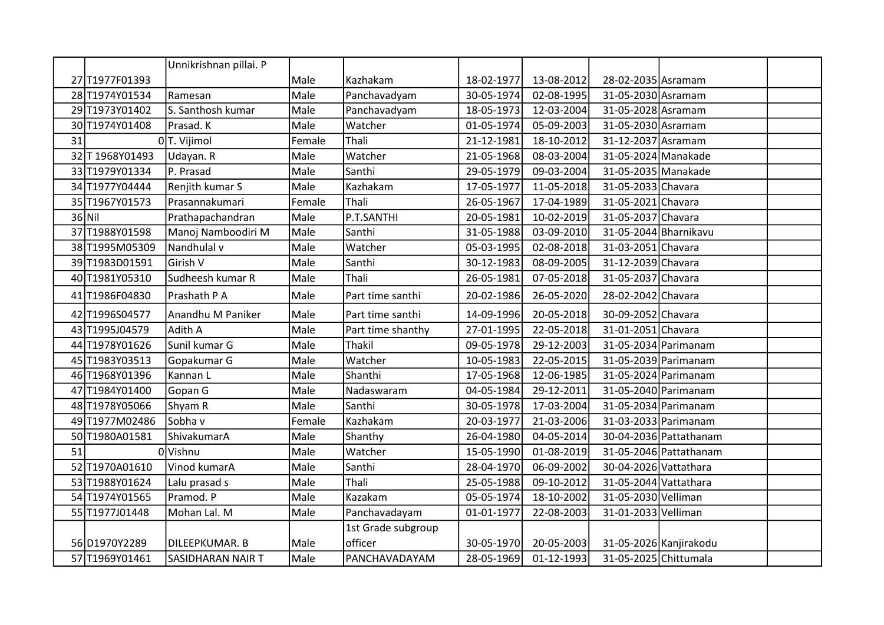| | | | | | | | | | |
|---|---|---|---|---|---|---|---|---|---|
| 27 | T1977F01393 | Unnikrishnan pillai. P | Male | Kazhakam | 18-02-1977 | 13-08-2012 | 28-02-2035 | Asramam | |
| 28 | T1974Y01534 | Ramesan | Male | Panchavadyam | 30-05-1974 | 02-08-1995 | 31-05-2030 | Asramam | |
| 29 | T1973Y01402 | S. Santhosh kumar | Male | Panchavadyam | 18-05-1973 | 12-03-2004 | 31-05-2028 | Asramam | |
| 30 | T1974Y01408 | Prasad. K | Male | Watcher | 01-05-1974 | 05-09-2003 | 31-05-2030 | Asramam | |
| 31 | 0 | T. Vijimol | Female | Thali | 21-12-1981 | 18-10-2012 | 31-12-2037 | Asramam | |
| 32 | T 1968Y01493 | Udayan. R | Male | Watcher | 21-05-1968 | 08-03-2004 | 31-05-2024 | Manakade | |
| 33 | T1979Y01334 | P. Prasad | Male | Santhi | 29-05-1979 | 09-03-2004 | 31-05-2035 | Manakade | |
| 34 | T1977Y04444 | Renjith kumar S | Male | Kazhakam | 17-05-1977 | 11-05-2018 | 31-05-2033 | Chavara | |
| 35 | T1967Y01573 | Prasannakumari | Female | Thali | 26-05-1967 | 17-04-1989 | 31-05-2021 | Chavara | |
| 36 | Nil | Prathapachandran | Male | P.T.SANTHI | 20-05-1981 | 10-02-2019 | 31-05-2037 | Chavara | |
| 37 | T1988Y01598 | Manoj Namboodiri M | Male | Santhi | 31-05-1988 | 03-09-2010 | 31-05-2044 | Bharnikavu | |
| 38 | T1995M05309 | Nandhulal v | Male | Watcher | 05-03-1995 | 02-08-2018 | 31-03-2051 | Chavara | |
| 39 | T1983D01591 | Girish V | Male | Santhi | 30-12-1983 | 08-09-2005 | 31-12-2039 | Chavara | |
| 40 | T1981Y05310 | Sudheesh kumar R | Male | Thali | 26-05-1981 | 07-05-2018 | 31-05-2037 | Chavara | |
| 41 | T1986F04830 | Prashath P A | Male | Part time santhi | 20-02-1986 | 26-05-2020 | 28-02-2042 | Chavara | |
| 42 | T1996S04577 | Anandhu M Paniker | Male | Part time santhi | 14-09-1996 | 20-05-2018 | 30-09-2052 | Chavara | |
| 43 | T1995J04579 | Adith A | Male | Part time shanthy | 27-01-1995 | 22-05-2018 | 31-01-2051 | Chavara | |
| 44 | T1978Y01626 | Sunil kumar G | Male | Thakil | 09-05-1978 | 29-12-2003 | 31-05-2034 | Parimanam | |
| 45 | T1983Y03513 | Gopakumar G | Male | Watcher | 10-05-1983 | 22-05-2015 | 31-05-2039 | Parimanam | |
| 46 | T1968Y01396 | Kannan L | Male | Shanthi | 17-05-1968 | 12-06-1985 | 31-05-2024 | Parimanam | |
| 47 | T1984Y01400 | Gopan G | Male | Nadaswaram | 04-05-1984 | 29-12-2011 | 31-05-2040 | Parimanam | |
| 48 | T1978Y05066 | Shyam R | Male | Santhi | 30-05-1978 | 17-03-2004 | 31-05-2034 | Parimanam | |
| 49 | T1977M02486 | Sobha v | Female | Kazhakam | 20-03-1977 | 21-03-2006 | 31-03-2033 | Parimanam | |
| 50 | T1980A01581 | ShivakumarA | Male | Shanthy | 26-04-1980 | 04-05-2014 | 30-04-2036 | Pattathanam | |
| 51 | 0 | Vishnu | Male | Watcher | 15-05-1990 | 01-08-2019 | 31-05-2046 | Pattathanam | |
| 52 | T1970A01610 | Vinod kumarA | Male | Santhi | 28-04-1970 | 06-09-2002 | 30-04-2026 | Vattathara | |
| 53 | T1988Y01624 | Lalu prasad s | Male | Thali | 25-05-1988 | 09-10-2012 | 31-05-2044 | Vattathara | |
| 54 | T1974Y01565 | Pramod. P | Male | Kazakam | 05-05-1974 | 18-10-2002 | 31-05-2030 | Velliman | |
| 55 | T1977J01448 | Mohan Lal. M | Male | Panchavadayam | 01-01-1977 | 22-08-2003 | 31-01-2033 | Velliman | |
| 56 | D1970Y2289 | DILEEPKUMAR. B | Male | 1st Grade subgroup officer | 30-05-1970 | 20-05-2003 | 31-05-2026 | Kanjirakodu | |
| 57 | T1969Y01461 | SASIDHARAN NAIR T | Male | PANCHAVADAYAM | 28-05-1969 | 01-12-1993 | 31-05-2025 | Chittumala | |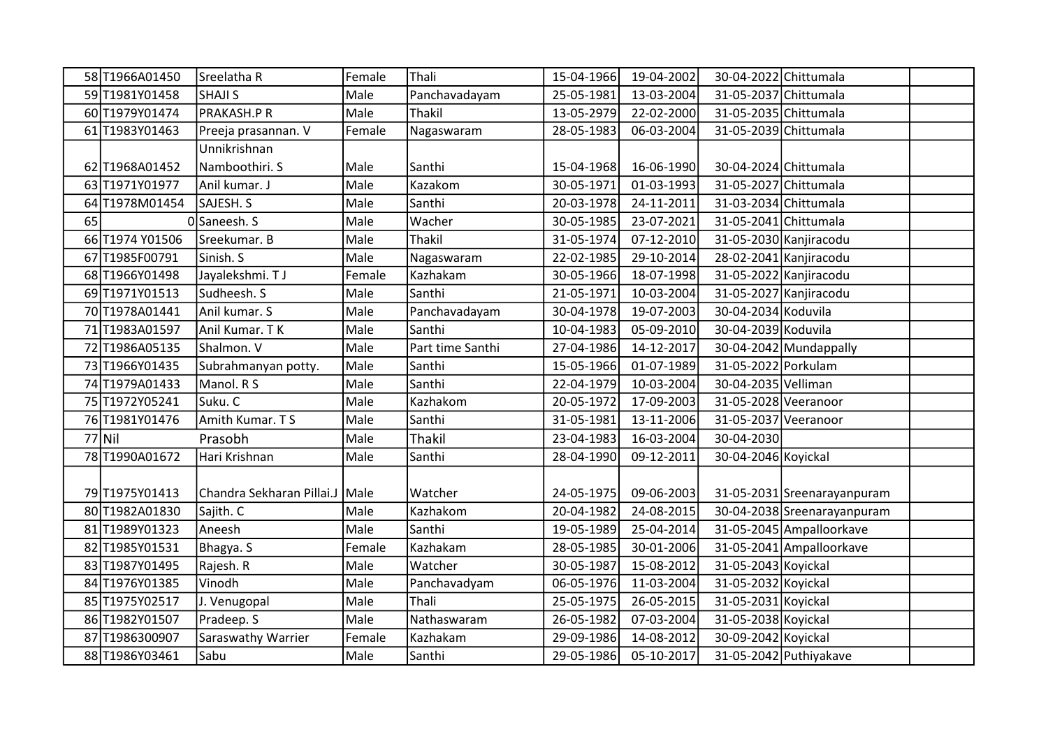| | | | | | | | | | |
|---|---|---|---|---|---|---|---|---|---|
| 58 | T1966A01450 | Sreelatha R | Female | Thali | 15-04-1966 | 19-04-2002 | 30-04-2022 | Chittumala | |
| 59 | T1981Y01458 | SHAJI S | Male | Panchavadayam | 25-05-1981 | 13-03-2004 | 31-05-2037 | Chittumala | |
| 60 | T1979Y01474 | PRAKASH.P R | Male | Thakil | 13-05-2979 | 22-02-2000 | 31-05-2035 | Chittumala | |
| 61 | T1983Y01463 | Preeja prasannan. V | Female | Nagaswaram | 28-05-1983 | 06-03-2004 | 31-05-2039 | Chittumala | |
| 62 | T1968A01452 | Unnikrishnan Namboothiri. S | Male | Santhi | 15-04-1968 | 16-06-1990 | 30-04-2024 | Chittumala | |
| 63 | T1971Y01977 | Anil kumar. J | Male | Kazakom | 30-05-1971 | 01-03-1993 | 31-05-2027 | Chittumala | |
| 64 | T1978M01454 | SAJESH. S | Male | Santhi | 20-03-1978 | 24-11-2011 | 31-03-2034 | Chittumala | |
| 65 | 0 | Saneesh. S | Male | Wacher | 30-05-1985 | 23-07-2021 | 31-05-2041 | Chittumala | |
| 66 | T1974 Y01506 | Sreekumar. B | Male | Thakil | 31-05-1974 | 07-12-2010 | 31-05-2030 | Kanjiracodu | |
| 67 | T1985F00791 | Sinish. S | Male | Nagaswaram | 22-02-1985 | 29-10-2014 | 28-02-2041 | Kanjiracodu | |
| 68 | T1966Y01498 | Jayalekshmi. T J | Female | Kazhakam | 30-05-1966 | 18-07-1998 | 31-05-2022 | Kanjiracodu | |
| 69 | T1971Y01513 | Sudheesh. S | Male | Santhi | 21-05-1971 | 10-03-2004 | 31-05-2027 | Kanjiracodu | |
| 70 | T1978A01441 | Anil kumar. S | Male | Panchavadayam | 30-04-1978 | 19-07-2003 | 30-04-2034 | Koduvila | |
| 71 | T1983A01597 | Anil Kumar. T K | Male | Santhi | 10-04-1983 | 05-09-2010 | 30-04-2039 | Koduvila | |
| 72 | T1986A05135 | Shalmon. V | Male | Part time Santhi | 27-04-1986 | 14-12-2017 | 30-04-2042 | Mundappally | |
| 73 | T1966Y01435 | Subrahmanyan potty. | Male | Santhi | 15-05-1966 | 01-07-1989 | 31-05-2022 | Porkulam | |
| 74 | T1979A01433 | Manol. R S | Male | Santhi | 22-04-1979 | 10-03-2004 | 30-04-2035 | Velliman | |
| 75 | T1972Y05241 | Suku. C | Male | Kazhakom | 20-05-1972 | 17-09-2003 | 31-05-2028 | Veeranoor | |
| 76 | T1981Y01476 | Amith Kumar. T S | Male | Santhi | 31-05-1981 | 13-11-2006 | 31-05-2037 | Veeranoor | |
| 77 | Nil | Prasobh | Male | Thakil | 23-04-1983 | 16-03-2004 | 30-04-2030 | | |
| 78 | T1990A01672 | Hari Krishnan | Male | Santhi | 28-04-1990 | 09-12-2011 | 30-04-2046 | Koyickal | |
| 79 | T1975Y01413 | Chandra Sekharan Pillai.J | Male | Watcher | 24-05-1975 | 09-06-2003 | 31-05-2031 | Sreenarayanpuram | |
| 80 | T1982A01830 | Sajith. C | Male | Kazhakom | 20-04-1982 | 24-08-2015 | 30-04-2038 | Sreenarayanpuram | |
| 81 | T1989Y01323 | Aneesh | Male | Santhi | 19-05-1989 | 25-04-2014 | 31-05-2045 | Ampalloorkave | |
| 82 | T1985Y01531 | Bhagya. S | Female | Kazhakam | 28-05-1985 | 30-01-2006 | 31-05-2041 | Ampalloorkave | |
| 83 | T1987Y01495 | Rajesh. R | Male | Watcher | 30-05-1987 | 15-08-2012 | 31-05-2043 | Koyickal | |
| 84 | T1976Y01385 | Vinodh | Male | Panchavadyam | 06-05-1976 | 11-03-2004 | 31-05-2032 | Koyickal | |
| 85 | T1975Y02517 | J. Venugopal | Male | Thali | 25-05-1975 | 26-05-2015 | 31-05-2031 | Koyickal | |
| 86 | T1982Y01507 | Pradeep. S | Male | Nathaswaram | 26-05-1982 | 07-03-2004 | 31-05-2038 | Koyickal | |
| 87 | T1986300907 | Saraswathy Warrier | Female | Kazhakam | 29-09-1986 | 14-08-2012 | 30-09-2042 | Koyickal | |
| 88 | T1986Y03461 | Sabu | Male | Santhi | 29-05-1986 | 05-10-2017 | 31-05-2042 | Puthiyakave | |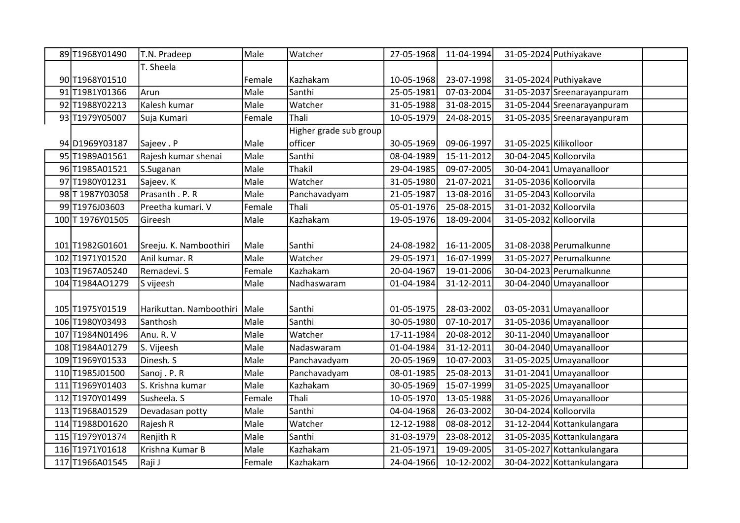| | | | | | | | | | |
|---|---|---|---|---|---|---|---|---|---|
| 89 | T1968Y01490 | T.N. Pradeep | Male | Watcher | 27-05-1968 | 11-04-1994 | 31-05-2024 | Puthiyakave | |
| 90 | T1968Y01510 | T. Sheela | Female | Kazhakam | 10-05-1968 | 23-07-1998 | 31-05-2024 | Puthiyakave | |
| 91 | T1981Y01366 | Arun | Male | Santhi | 25-05-1981 | 07-03-2004 | 31-05-2037 | Sreenarayanpuram | |
| 92 | T1988Y02213 | Kalesh kumar | Male | Watcher | 31-05-1988 | 31-08-2015 | 31-05-2044 | Sreenarayanpuram | |
| 93 | T1979Y05007 | Suja Kumari | Female | Thali | 10-05-1979 | 24-08-2015 | 31-05-2035 | Sreenarayanpuram | |
| 94 | D1969Y03187 | Sajeev . P | Male | Higher grade sub group officer | 30-05-1969 | 09-06-1997 | 31-05-2025 | Kilikolloor | |
| 95 | T1989A01561 | Rajesh kumar shenai | Male | Santhi | 08-04-1989 | 15-11-2012 | 30-04-2045 | Kolloorvila | |
| 96 | T1985A01521 | S.Suganan | Male | Thakil | 29-04-1985 | 09-07-2005 | 30-04-2041 | Umayanalloor | |
| 97 | T1980Y01231 | Sajeev. K | Male | Watcher | 31-05-1980 | 21-07-2021 | 31-05-2036 | Kolloorvila | |
| 98 | T 1987Y03058 | Prasanth . P. R | Male | Panchavadyam | 21-05-1987 | 13-08-2016 | 31-05-2043 | Kolloorvila | |
| 99 | T1976J03603 | Preetha kumari. V | Female | Thali | 05-01-1976 | 25-08-2015 | 31-01-2032 | Kolloorvila | |
| 100 | T 1976Y01505 | Gireesh | Male | Kazhakam | 19-05-1976 | 18-09-2004 | 31-05-2032 | Kolloorvila | |
| 101 | T1982G01601 | Sreeju. K. Namboothiri | Male | Santhi | 24-08-1982 | 16-11-2005 | 31-08-2038 | Perumalkunne | |
| 102 | T1971Y01520 | Anil kumar. R | Male | Watcher | 29-05-1971 | 16-07-1999 | 31-05-2027 | Perumalkunne | |
| 103 | T1967A05240 | Remadevi. S | Female | Kazhakam | 20-04-1967 | 19-01-2006 | 30-04-2023 | Perumalkunne | |
| 104 | T1984AO1279 | S vijeesh | Male | Nadhaswaram | 01-04-1984 | 31-12-2011 | 30-04-2040 | Umayanalloor | |
| 105 | T1975Y01519 | Harikuttan. Namboothiri | Male | Santhi | 01-05-1975 | 28-03-2002 | 03-05-2031 | Umayanalloor | |
| 106 | T1980Y03493 | Santhosh | Male | Santhi | 30-05-1980 | 07-10-2017 | 31-05-2036 | Umayanalloor | |
| 107 | T1984N01496 | Anu. R. V | Male | Watcher | 17-11-1984 | 20-08-2012 | 30-11-2040 | Umayanalloor | |
| 108 | T1984A01279 | S. Vijeesh | Male | Nadaswaram | 01-04-1984 | 31-12-2011 | 30-04-2040 | Umayanalloor | |
| 109 | T1969Y01533 | Dinesh. S | Male | Panchavadyam | 20-05-1969 | 10-07-2003 | 31-05-2025 | Umayanalloor | |
| 110 | T1985J01500 | Sanoj . P. R | Male | Panchavadyam | 08-01-1985 | 25-08-2013 | 31-01-2041 | Umayanalloor | |
| 111 | T1969Y01403 | S. Krishna kumar | Male | Kazhakam | 30-05-1969 | 15-07-1999 | 31-05-2025 | Umayanalloor | |
| 112 | T1970Y01499 | Susheela. S | Female | Thali | 10-05-1970 | 13-05-1988 | 31-05-2026 | Umayanalloor | |
| 113 | T1968A01529 | Devadasan potty | Male | Santhi | 04-04-1968 | 26-03-2002 | 30-04-2024 | Kolloorvila | |
| 114 | T1988D01620 | Rajesh R | Male | Watcher | 12-12-1988 | 08-08-2012 | 31-12-2044 | Kottankulangara | |
| 115 | T1979Y01374 | Renjith R | Male | Santhi | 31-03-1979 | 23-08-2012 | 31-05-2035 | Kottankulangara | |
| 116 | T1971Y01618 | Krishna Kumar B | Male | Kazhakam | 21-05-1971 | 19-09-2005 | 31-05-2027 | Kottankulangara | |
| 117 | T1966A01545 | Raji J | Female | Kazhakam | 24-04-1966 | 10-12-2002 | 30-04-2022 | Kottankulangara | |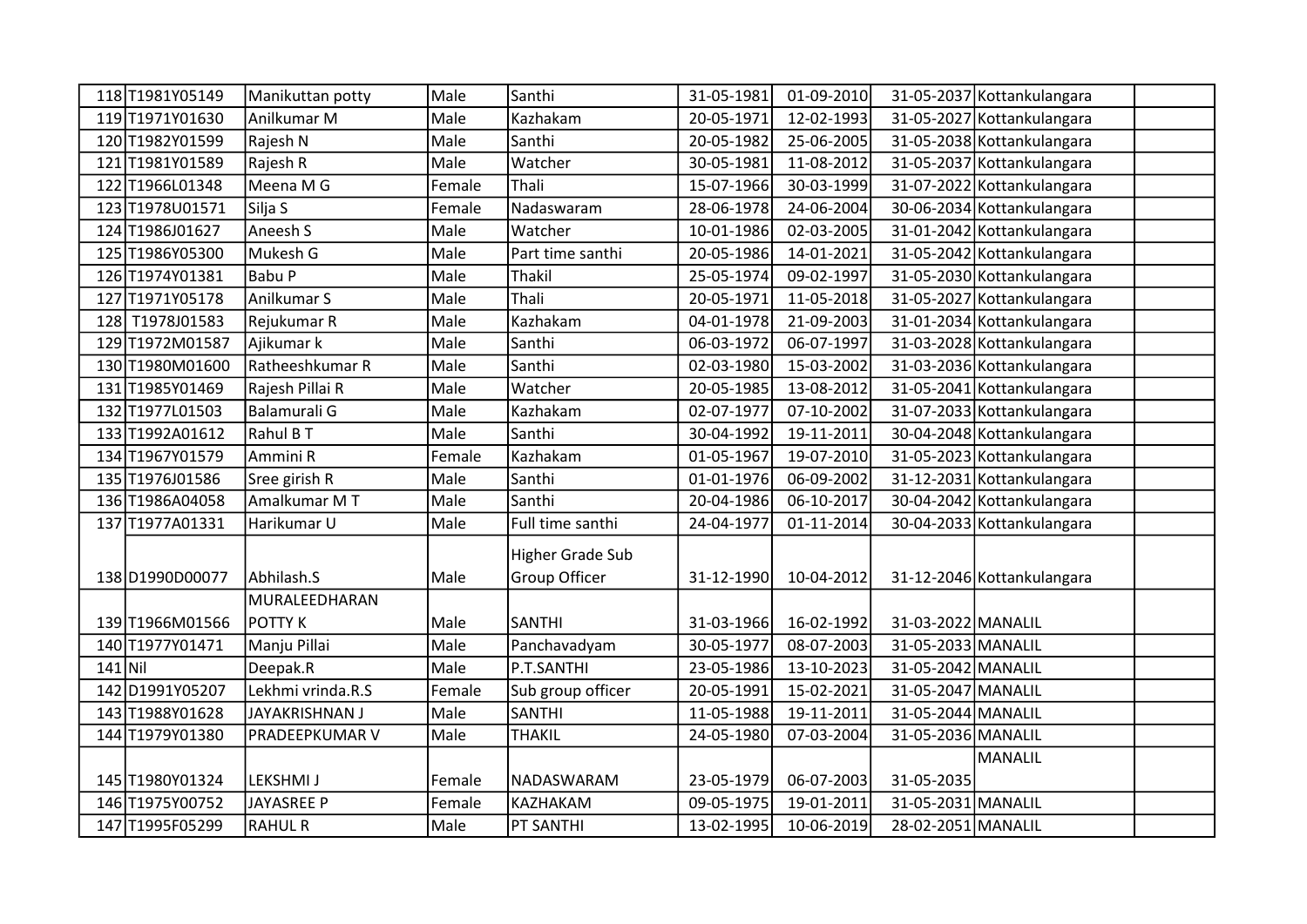| | | | | | | | | | |
|---|---|---|---|---|---|---|---|---|---|
| 118 | T1981Y05149 | Manikuttan potty | Male | Santhi | 31-05-1981 | 01-09-2010 | 31-05-2037 | Kottankulangara | |
| 119 | T1971Y01630 | Anilkumar M | Male | Kazhakam | 20-05-1971 | 12-02-1993 | 31-05-2027 | Kottankulangara | |
| 120 | T1982Y01599 | Rajesh N | Male | Santhi | 20-05-1982 | 25-06-2005 | 31-05-2038 | Kottankulangara | |
| 121 | T1981Y01589 | Rajesh R | Male | Watcher | 30-05-1981 | 11-08-2012 | 31-05-2037 | Kottankulangara | |
| 122 | T1966L01348 | Meena M G | Female | Thali | 15-07-1966 | 30-03-1999 | 31-07-2022 | Kottankulangara | |
| 123 | T1978U01571 | Silja S | Female | Nadaswaram | 28-06-1978 | 24-06-2004 | 30-06-2034 | Kottankulangara | |
| 124 | T1986J01627 | Aneesh S | Male | Watcher | 10-01-1986 | 02-03-2005 | 31-01-2042 | Kottankulangara | |
| 125 | T1986Y05300 | Mukesh G | Male | Part time santhi | 20-05-1986 | 14-01-2021 | 31-05-2042 | Kottankulangara | |
| 126 | T1974Y01381 | Babu P | Male | Thakil | 25-05-1974 | 09-02-1997 | 31-05-2030 | Kottankulangara | |
| 127 | T1971Y05178 | Anilkumar S | Male | Thali | 20-05-1971 | 11-05-2018 | 31-05-2027 | Kottankulangara | |
| 128 | T1978J01583 | Rejukumar R | Male | Kazhakam | 04-01-1978 | 21-09-2003 | 31-01-2034 | Kottankulangara | |
| 129 | T1972M01587 | Ajikumar k | Male | Santhi | 06-03-1972 | 06-07-1997 | 31-03-2028 | Kottankulangara | |
| 130 | T1980M01600 | Ratheeshkumar R | Male | Santhi | 02-03-1980 | 15-03-2002 | 31-03-2036 | Kottankulangara | |
| 131 | T1985Y01469 | Rajesh Pillai R | Male | Watcher | 20-05-1985 | 13-08-2012 | 31-05-2041 | Kottankulangara | |
| 132 | T1977L01503 | Balamurali G | Male | Kazhakam | 02-07-1977 | 07-10-2002 | 31-07-2033 | Kottankulangara | |
| 133 | T1992A01612 | Rahul B T | Male | Santhi | 30-04-1992 | 19-11-2011 | 30-04-2048 | Kottankulangara | |
| 134 | T1967Y01579 | Ammini R | Female | Kazhakam | 01-05-1967 | 19-07-2010 | 31-05-2023 | Kottankulangara | |
| 135 | T1976J01586 | Sree girish R | Male | Santhi | 01-01-1976 | 06-09-2002 | 31-12-2031 | Kottankulangara | |
| 136 | T1986A04058 | Amalkumar M T | Male | Santhi | 20-04-1986 | 06-10-2017 | 30-04-2042 | Kottankulangara | |
| 137 | T1977A01331 | Harikumar U | Male | Full time santhi | 24-04-1977 | 01-11-2014 | 30-04-2033 | Kottankulangara | |
| 138 | D1990D00077 | Abhilash.S | Male | Higher Grade Sub Group Officer | 31-12-1990 | 10-04-2012 | 31-12-2046 | Kottankulangara | |
| 139 | T1966M01566 | MURALEEDHARAN POTTY K | Male | SANTHI | 31-03-1966 | 16-02-1992 | 31-03-2022 | MANALIL | |
| 140 | T1977Y01471 | Manju Pillai | Male | Panchavadyam | 30-05-1977 | 08-07-2003 | 31-05-2033 | MANALIL | |
| 141 | Nil | Deepak.R | Male | P.T.SANTHI | 23-05-1986 | 13-10-2023 | 31-05-2042 | MANALIL | |
| 142 | D1991Y05207 | Lekhmi vrinda.R.S | Female | Sub group officer | 20-05-1991 | 15-02-2021 | 31-05-2047 | MANALIL | |
| 143 | T1988Y01628 | JAYAKRISHNAN J | Male | SANTHI | 11-05-1988 | 19-11-2011 | 31-05-2044 | MANALIL | |
| 144 | T1979Y01380 | PRADEEPKUMAR V | Male | THAKIL | 24-05-1980 | 07-03-2004 | 31-05-2036 | MANALIL | |
| 145 | T1980Y01324 | LEKSHMI J | Female | NADASWARAM | 23-05-1979 | 06-07-2003 | 31-05-2035 | MANALIL | |
| 146 | T1975Y00752 | JAYASREE P | Female | KAZHAKAM | 09-05-1975 | 19-01-2011 | 31-05-2031 | MANALIL | |
| 147 | T1995F05299 | RAHUL R | Male | PT SANTHI | 13-02-1995 | 10-06-2019 | 28-02-2051 | MANALIL | |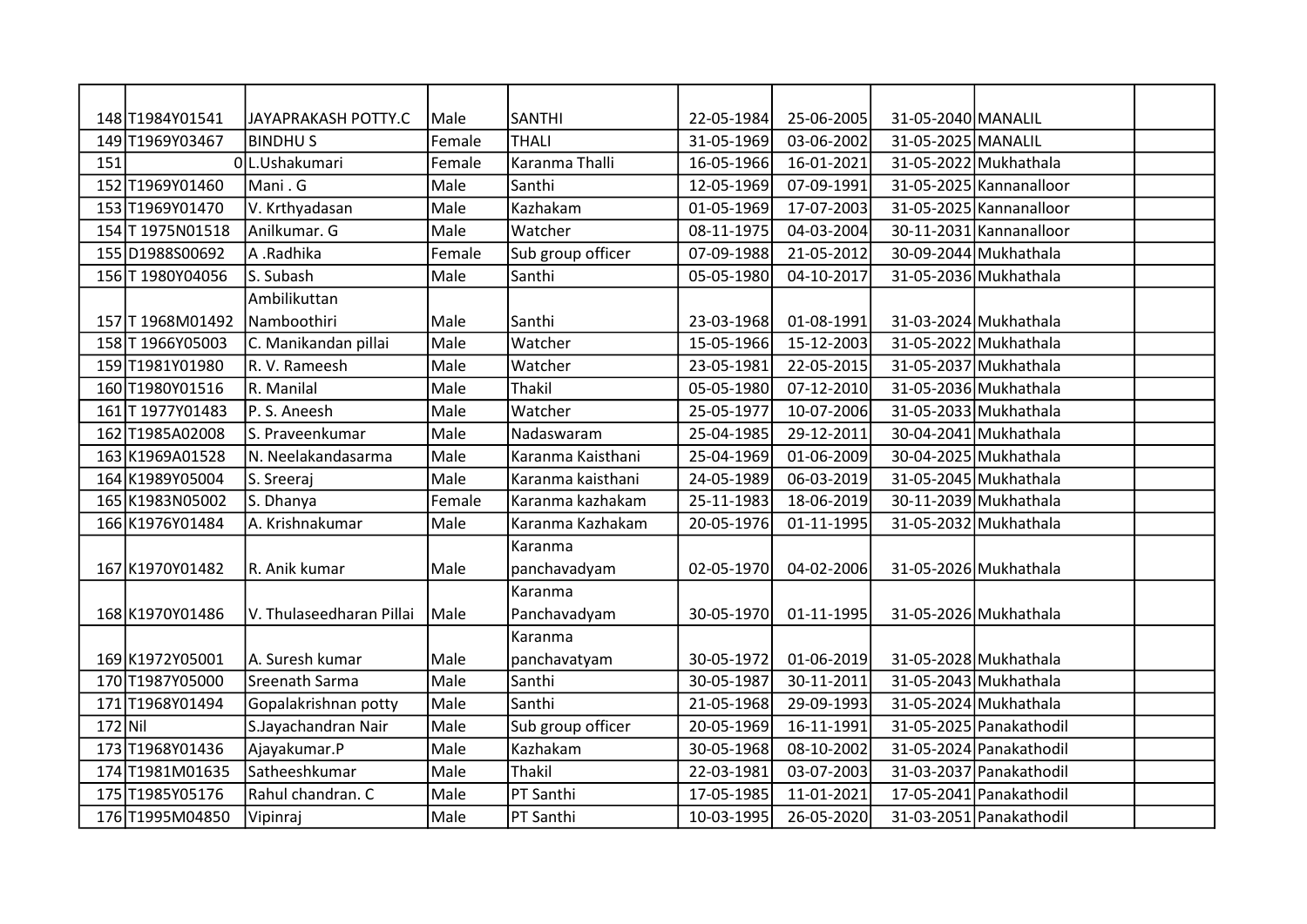| | | | | | | | | | |
|---|---|---|---|---|---|---|---|---|---|
| 148 | T1984Y01541 | JAYAPRAKASH POTTY.C | Male | SANTHI | 22-05-1984 | 25-06-2005 | 31-05-2040 | MANALIL | |
| 149 | T1969Y03467 | BINDHU S | Female | THALI | 31-05-1969 | 03-06-2002 | 31-05-2025 | MANALIL | |
| 151 | 0 | L.Ushakumari | Female | Karanma Thalli | 16-05-1966 | 16-01-2021 | 31-05-2022 | Mukhathala | |
| 152 | T1969Y01460 | Mani . G | Male | Santhi | 12-05-1969 | 07-09-1991 | 31-05-2025 | Kannanalloor | |
| 153 | T1969Y01470 | V. Krthyadasan | Male | Kazhakam | 01-05-1969 | 17-07-2003 | 31-05-2025 | Kannanalloor | |
| 154 | T 1975N01518 | Anilkumar. G | Male | Watcher | 08-11-1975 | 04-03-2004 | 30-11-2031 | Kannanalloor | |
| 155 | D1988S00692 | A .Radhika | Female | Sub group officer | 07-09-1988 | 21-05-2012 | 30-09-2044 | Mukhathala | |
| 156 | T 1980Y04056 | S. Subash | Male | Santhi | 05-05-1980 | 04-10-2017 | 31-05-2036 | Mukhathala | |
| 157 | T 1968M01492 | Ambilikuttan Namboothiri | Male | Santhi | 23-03-1968 | 01-08-1991 | 31-03-2024 | Mukhathala | |
| 158 | T 1966Y05003 | C. Manikandan pillai | Male | Watcher | 15-05-1966 | 15-12-2003 | 31-05-2022 | Mukhathala | |
| 159 | T1981Y01980 | R. V. Rameesh | Male | Watcher | 23-05-1981 | 22-05-2015 | 31-05-2037 | Mukhathala | |
| 160 | T1980Y01516 | R. Manilal | Male | Thakil | 05-05-1980 | 07-12-2010 | 31-05-2036 | Mukhathala | |
| 161 | T 1977Y01483 | P. S. Aneesh | Male | Watcher | 25-05-1977 | 10-07-2006 | 31-05-2033 | Mukhathala | |
| 162 | T1985A02008 | S. Praveenkumar | Male | Nadaswaram | 25-04-1985 | 29-12-2011 | 30-04-2041 | Mukhathala | |
| 163 | K1969A01528 | N. Neelakandasarma | Male | Karanma Kaisthani | 25-04-1969 | 01-06-2009 | 30-04-2025 | Mukhathala | |
| 164 | K1989Y05004 | S. Sreeraj | Male | Karanma kaisthani | 24-05-1989 | 06-03-2019 | 31-05-2045 | Mukhathala | |
| 165 | K1983N05002 | S. Dhanya | Female | Karanma kazhakam | 25-11-1983 | 18-06-2019 | 30-11-2039 | Mukhathala | |
| 166 | K1976Y01484 | A. Krishnakumar | Male | Karanma Kazhakam | 20-05-1976 | 01-11-1995 | 31-05-2032 | Mukhathala | |
| 167 | K1970Y01482 | R. Anik kumar | Male | Karanma panchavadyam | 02-05-1970 | 04-02-2006 | 31-05-2026 | Mukhathala | |
| 168 | K1970Y01486 | V. Thulaseedharan Pillai | Male | Karanma Panchavadyam | 30-05-1970 | 01-11-1995 | 31-05-2026 | Mukhathala | |
| 169 | K1972Y05001 | A. Suresh kumar | Male | Karanma panchavatyam | 30-05-1972 | 01-06-2019 | 31-05-2028 | Mukhathala | |
| 170 | T1987Y05000 | Sreenath Sarma | Male | Santhi | 30-05-1987 | 30-11-2011 | 31-05-2043 | Mukhathala | |
| 171 | T1968Y01494 | Gopalakrishnan potty | Male | Santhi | 21-05-1968 | 29-09-1993 | 31-05-2024 | Mukhathala | |
| 172 | Nil | S.Jayachandran Nair | Male | Sub group officer | 20-05-1969 | 16-11-1991 | 31-05-2025 | Panakathodil | |
| 173 | T1968Y01436 | Ajayakumar.P | Male | Kazhakam | 30-05-1968 | 08-10-2002 | 31-05-2024 | Panakathodil | |
| 174 | T1981M01635 | Satheeshkumar | Male | Thakil | 22-03-1981 | 03-07-2003 | 31-03-2037 | Panakathodil | |
| 175 | T1985Y05176 | Rahul chandran. C | Male | PT Santhi | 17-05-1985 | 11-01-2021 | 17-05-2041 | Panakathodil | |
| 176 | T1995M04850 | Vipinraj | Male | PT Santhi | 10-03-1995 | 26-05-2020 | 31-03-2051 | Panakathodil | |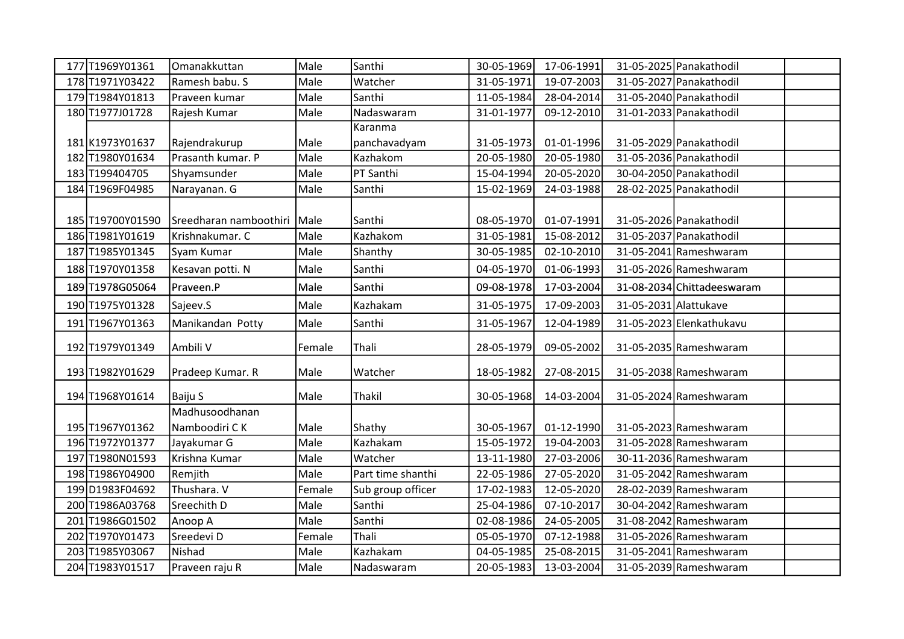| | | | | | | | | | |
|---|---|---|---|---|---|---|---|---|---|
| 177 | T1969Y01361 | Omanakkuttan | Male | Santhi | 30-05-1969 | 17-06-1991 | 31-05-2025 | Panakathodil | |
| 178 | T1971Y03422 | Ramesh babu. S | Male | Watcher | 31-05-1971 | 19-07-2003 | 31-05-2027 | Panakathodil | |
| 179 | T1984Y01813 | Praveen kumar | Male | Santhi | 11-05-1984 | 28-04-2014 | 31-05-2040 | Panakathodil | |
| 180 | T1977J01728 | Rajesh Kumar | Male | Nadaswaram | 31-01-1977 | 09-12-2010 | 31-01-2033 | Panakathodil | |
| 181 | K1973Y01637 | Rajendrakurup | Male | Karanma panchavadyam | 31-05-1973 | 01-01-1996 | 31-05-2029 | Panakathodil | |
| 182 | T1980Y01634 | Prasanth kumar. P | Male | Kazhakom | 20-05-1980 | 20-05-1980 | 31-05-2036 | Panakathodil | |
| 183 | T199404705 | Shyamsunder | Male | PT Santhi | 15-04-1994 | 20-05-2020 | 30-04-2050 | Panakathodil | |
| 184 | T1969F04985 | Narayanan. G | Male | Santhi | 15-02-1969 | 24-03-1988 | 28-02-2025 | Panakathodil | |
| 185 | T19700Y01590 | Sreedharan namboothiri | Male | Santhi | 08-05-1970 | 01-07-1991 | 31-05-2026 | Panakathodil | |
| 186 | T1981Y01619 | Krishnakumar. C | Male | Kazhakom | 31-05-1981 | 15-08-2012 | 31-05-2037 | Panakathodil | |
| 187 | T1985Y01345 | Syam Kumar | Male | Shanthy | 30-05-1985 | 02-10-2010 | 31-05-2041 | Rameshwaram | |
| 188 | T1970Y01358 | Kesavan potti. N | Male | Santhi | 04-05-1970 | 01-06-1993 | 31-05-2026 | Rameshwaram | |
| 189 | T1978G05064 | Praveen.P | Male | Santhi | 09-08-1978 | 17-03-2004 | 31-08-2034 | Chittadeeswaram | |
| 190 | T1975Y01328 | Sajeev.S | Male | Kazhakam | 31-05-1975 | 17-09-2003 | 31-05-2031 | Alattukave | |
| 191 | T1967Y01363 | Manikandan Potty | Male | Santhi | 31-05-1967 | 12-04-1989 | 31-05-2023 | Elenkathukavu | |
| 192 | T1979Y01349 | Ambili V | Female | Thali | 28-05-1979 | 09-05-2002 | 31-05-2035 | Rameshwaram | |
| 193 | T1982Y01629 | Pradeep Kumar. R | Male | Watcher | 18-05-1982 | 27-08-2015 | 31-05-2038 | Rameshwaram | |
| 194 | T1968Y01614 | Baiju S | Male | Thakil | 30-05-1968 | 14-03-2004 | 31-05-2024 | Rameshwaram | |
| 195 | T1967Y01362 | Madhusoodhanan Namboodiri C K | Male | Shathy | 30-05-1967 | 01-12-1990 | 31-05-2023 | Rameshwaram | |
| 196 | T1972Y01377 | Jayakumar G | Male | Kazhakam | 15-05-1972 | 19-04-2003 | 31-05-2028 | Rameshwaram | |
| 197 | T1980N01593 | Krishna Kumar | Male | Watcher | 13-11-1980 | 27-03-2006 | 30-11-2036 | Rameshwaram | |
| 198 | T1986Y04900 | Remjith | Male | Part time shanthi | 22-05-1986 | 27-05-2020 | 31-05-2042 | Rameshwaram | |
| 199 | D1983F04692 | Thushara. V | Female | Sub group officer | 17-02-1983 | 12-05-2020 | 28-02-2039 | Rameshwaram | |
| 200 | T1986A03768 | Sreechith D | Male | Santhi | 25-04-1986 | 07-10-2017 | 30-04-2042 | Rameshwaram | |
| 201 | T1986G01502 | Anoop A | Male | Santhi | 02-08-1986 | 24-05-2005 | 31-08-2042 | Rameshwaram | |
| 202 | T1970Y01473 | Sreedevi D | Female | Thali | 05-05-1970 | 07-12-1988 | 31-05-2026 | Rameshwaram | |
| 203 | T1985Y03067 | Nishad | Male | Kazhakam | 04-05-1985 | 25-08-2015 | 31-05-2041 | Rameshwaram | |
| 204 | T1983Y01517 | Praveen raju R | Male | Nadaswaram | 20-05-1983 | 13-03-2004 | 31-05-2039 | Rameshwaram | |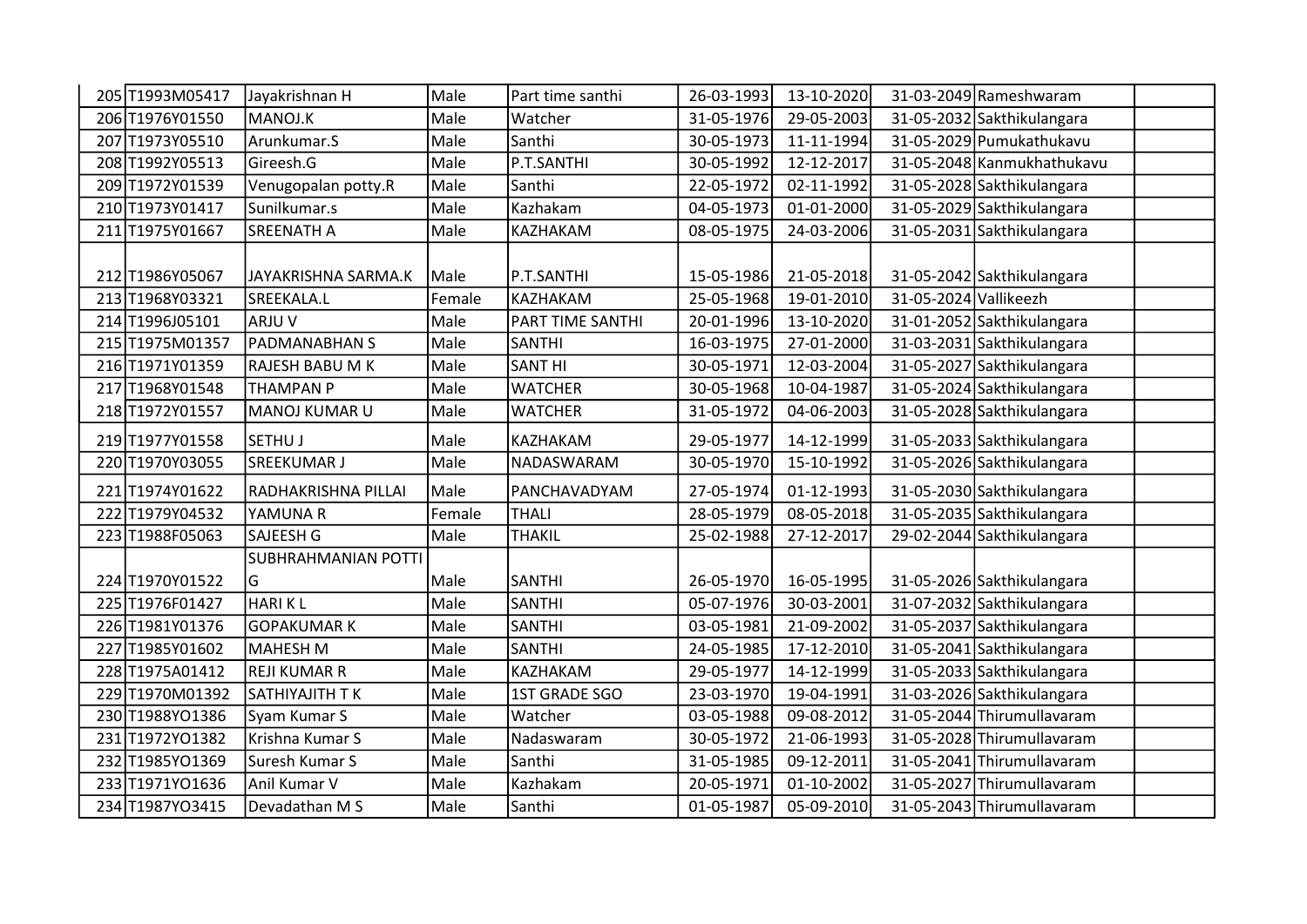| 205 | T1993M05417 | Jayakrishnan H | Male | Part time santhi | 26-03-1993 | 13-10-2020 | 31-03-2049 | Rameshwaram | |
|---|---|---|---|---|---|---|---|---|---|
| 206 | T1976Y01550 | MANOJ.K | Male | Watcher | 31-05-1976 | 29-05-2003 | 31-05-2032 | Sakthikulangara | |
| 207 | T1973Y05510 | Arunkumar.S | Male | Santhi | 30-05-1973 | 11-11-1994 | 31-05-2029 | Pumukathukavu | |
| 208 | T1992Y05513 | Gireesh.G | Male | P.T.SANTHI | 30-05-1992 | 12-12-2017 | 31-05-2048 | Kanmukhathukavu | |
| 209 | T1972Y01539 | Venugopalan potty.R | Male | Santhi | 22-05-1972 | 02-11-1992 | 31-05-2028 | Sakthikulangara | |
| 210 | T1973Y01417 | Sunilkumar.s | Male | Kazhakam | 04-05-1973 | 01-01-2000 | 31-05-2029 | Sakthikulangara | |
| 211 | T1975Y01667 | SREENATH A | Male | KAZHAKAM | 08-05-1975 | 24-03-2006 | 31-05-2031 | Sakthikulangara | |
| 212 | T1986Y05067 | JAYAKRISHNA SARMA.K | Male | P.T.SANTHI | 15-05-1986 | 21-05-2018 | 31-05-2042 | Sakthikulangara | |
| 213 | T1968Y03321 | SREEKALA.L | Female | KAZHAKAM | 25-05-1968 | 19-01-2010 | 31-05-2024 | Vallikeezh | |
| 214 | T1996J05101 | ARJU V | Male | PART TIME SANTHI | 20-01-1996 | 13-10-2020 | 31-01-2052 | Sakthikulangara | |
| 215 | T1975M01357 | PADMANABHAN S | Male | SANTHI | 16-03-1975 | 27-01-2000 | 31-03-2031 | Sakthikulangara | |
| 216 | T1971Y01359 | RAJESH BABU M K | Male | SANT HI | 30-05-1971 | 12-03-2004 | 31-05-2027 | Sakthikulangara | |
| 217 | T1968Y01548 | THAMPAN P | Male | WATCHER | 30-05-1968 | 10-04-1987 | 31-05-2024 | Sakthikulangara | |
| 218 | T1972Y01557 | MANOJ KUMAR U | Male | WATCHER | 31-05-1972 | 04-06-2003 | 31-05-2028 | Sakthikulangara | |
| 219 | T1977Y01558 | SETHU J | Male | KAZHAKAM | 29-05-1977 | 14-12-1999 | 31-05-2033 | Sakthikulangara | |
| 220 | T1970Y03055 | SREEKUMAR J | Male | NADASWARAM | 30-05-1970 | 15-10-1992 | 31-05-2026 | Sakthikulangara | |
| 221 | T1974Y01622 | RADHAKRISHNA PILLAI | Male | PANCHAVADYAM | 27-05-1974 | 01-12-1993 | 31-05-2030 | Sakthikulangara | |
| 222 | T1979Y04532 | YAMUNA R | Female | THALI | 28-05-1979 | 08-05-2018 | 31-05-2035 | Sakthikulangara | |
| 223 | T1988F05063 | SAJEESH G | Male | THAKIL | 25-02-1988 | 27-12-2017 | 29-02-2044 | Sakthikulangara | |
| 224 | T1970Y01522 | SUBHRAHMANIAN POTTI G | Male | SANTHI | 26-05-1970 | 16-05-1995 | 31-05-2026 | Sakthikulangara | |
| 225 | T1976F01427 | HARI K L | Male | SANTHI | 05-07-1976 | 30-03-2001 | 31-07-2032 | Sakthikulangara | |
| 226 | T1981Y01376 | GOPAKUMAR K | Male | SANTHI | 03-05-1981 | 21-09-2002 | 31-05-2037 | Sakthikulangara | |
| 227 | T1985Y01602 | MAHESH M | Male | SANTHI | 24-05-1985 | 17-12-2010 | 31-05-2041 | Sakthikulangara | |
| 228 | T1975A01412 | REJI KUMAR R | Male | KAZHAKAM | 29-05-1977 | 14-12-1999 | 31-05-2033 | Sakthikulangara | |
| 229 | T1970M01392 | SATHIYAJITH T K | Male | 1ST GRADE SGO | 23-03-1970 | 19-04-1991 | 31-03-2026 | Sakthikulangara | |
| 230 | T1988YO1386 | Syam Kumar S | Male | Watcher | 03-05-1988 | 09-08-2012 | 31-05-2044 | Thirumullavaram | |
| 231 | T1972YO1382 | Krishna Kumar S | Male | Nadaswaram | 30-05-1972 | 21-06-1993 | 31-05-2028 | Thirumullavaram | |
| 232 | T1985YO1369 | Suresh Kumar S | Male | Santhi | 31-05-1985 | 09-12-2011 | 31-05-2041 | Thirumullavaram | |
| 233 | T1971YO1636 | Anil Kumar V | Male | Kazhakam | 20-05-1971 | 01-10-2002 | 31-05-2027 | Thirumullavaram | |
| 234 | T1987YO3415 | Devadathan M S | Male | Santhi | 01-05-1987 | 05-09-2010 | 31-05-2043 | Thirumullavaram | |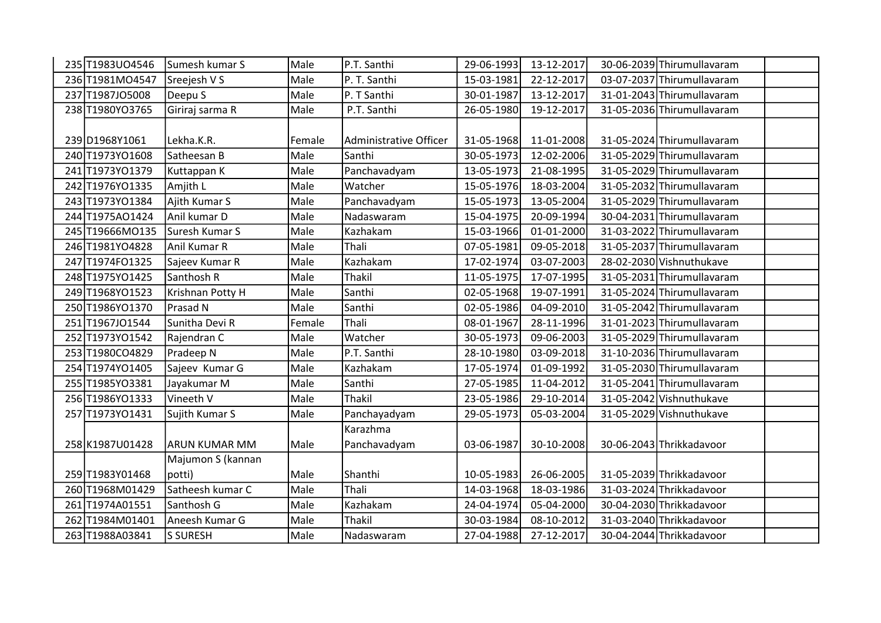| 235 | T1983UO4546 | Sumesh kumar S | Male | P.T. Santhi | 29-06-1993 | 13-12-2017 | 30-06-2039 | Thirumullavaram | |
|---|---|---|---|---|---|---|---|---|---|
| 236 | T1981MO4547 | Sreejesh V S | Male | P. T. Santhi | 15-03-1981 | 22-12-2017 | 03-07-2037 | Thirumullavaram | |
| 237 | T1987JO5008 | Deepu S | Male | P. T Santhi | 30-01-1987 | 13-12-2017 | 31-01-2043 | Thirumullavaram | |
| 238 | T1980YO3765 | Giriraj sarma R | Male | P.T. Santhi | 26-05-1980 | 19-12-2017 | 31-05-2036 | Thirumullavaram | |
| 239 | D1968Y1061 | Lekha.K.R. | Female | Administrative Officer | 31-05-1968 | 11-01-2008 | 31-05-2024 | Thirumullavaram | |
| 240 | T1973YO1608 | Satheesan B | Male | Santhi | 30-05-1973 | 12-02-2006 | 31-05-2029 | Thirumullavaram | |
| 241 | T1973YO1379 | Kuttappan K | Male | Panchavadyam | 13-05-1973 | 21-08-1995 | 31-05-2029 | Thirumullavaram | |
| 242 | T1976YO1335 | Amjith L | Male | Watcher | 15-05-1976 | 18-03-2004 | 31-05-2032 | Thirumullavaram | |
| 243 | T1973YO1384 | Ajith Kumar S | Male | Panchavadyam | 15-05-1973 | 13-05-2004 | 31-05-2029 | Thirumullavaram | |
| 244 | T1975AO1424 | Anil kumar D | Male | Nadaswaram | 15-04-1975 | 20-09-1994 | 30-04-2031 | Thirumullavaram | |
| 245 | T19666MO135 | Suresh Kumar S | Male | Kazhakam | 15-03-1966 | 01-01-2000 | 31-03-2022 | Thirumullavaram | |
| 246 | T1981YO4828 | Anil Kumar R | Male | Thali | 07-05-1981 | 09-05-2018 | 31-05-2037 | Thirumullavaram | |
| 247 | T1974FO1325 | Sajeev Kumar R | Male | Kazhakam | 17-02-1974 | 03-07-2003 | 28-02-2030 | Vishnuthukave | |
| 248 | T1975YO1425 | Santhosh R | Male | Thakil | 11-05-1975 | 17-07-1995 | 31-05-2031 | Thirumullavaram | |
| 249 | T1968YO1523 | Krishnan Potty H | Male | Santhi | 02-05-1968 | 19-07-1991 | 31-05-2024 | Thirumullavaram | |
| 250 | T1986YO1370 | Prasad N | Male | Santhi | 02-05-1986 | 04-09-2010 | 31-05-2042 | Thirumullavaram | |
| 251 | T1967JO1544 | Sunitha Devi R | Female | Thali | 08-01-1967 | 28-11-1996 | 31-01-2023 | Thirumullavaram | |
| 252 | T1973YO1542 | Rajendran C | Male | Watcher | 30-05-1973 | 09-06-2003 | 31-05-2029 | Thirumullavaram | |
| 253 | T1980CO4829 | Pradeep N | Male | P.T. Santhi | 28-10-1980 | 03-09-2018 | 31-10-2036 | Thirumullavaram | |
| 254 | T1974YO1405 | Sajeev Kumar G | Male | Kazhakam | 17-05-1974 | 01-09-1992 | 31-05-2030 | Thirumullavaram | |
| 255 | T1985YO3381 | Jayakumar M | Male | Santhi | 27-05-1985 | 11-04-2012 | 31-05-2041 | Thirumullavaram | |
| 256 | T1986YO1333 | Vineeth V | Male | Thakil | 23-05-1986 | 29-10-2014 | 31-05-2042 | Vishnuthukave | |
| 257 | T1973YO1431 | Sujith Kumar S | Male | Panchayadyam | 29-05-1973 | 05-03-2004 | 31-05-2029 | Vishnuthukave | |
| 258 | K1987U01428 | ARUN KUMAR MM | Male | Karazhma Panchavadyam | 03-06-1987 | 30-10-2008 | 30-06-2043 | Thrikkadavoor | |
| 259 | T1983Y01468 | Majumon S (kannan potti) | Male | Shanthi | 10-05-1983 | 26-06-2005 | 31-05-2039 | Thrikkadavoor | |
| 260 | T1968M01429 | Satheesh kumar C | Male | Thali | 14-03-1968 | 18-03-1986 | 31-03-2024 | Thrikkadavoor | |
| 261 | T1974A01551 | Santhosh G | Male | Kazhakam | 24-04-1974 | 05-04-2000 | 30-04-2030 | Thrikkadavoor | |
| 262 | T1984M01401 | Aneesh Kumar G | Male | Thakil | 30-03-1984 | 08-10-2012 | 31-03-2040 | Thrikkadavoor | |
| 263 | T1988A03841 | S SURESH | Male | Nadaswaram | 27-04-1988 | 27-12-2017 | 30-04-2044 | Thrikkadavoor | |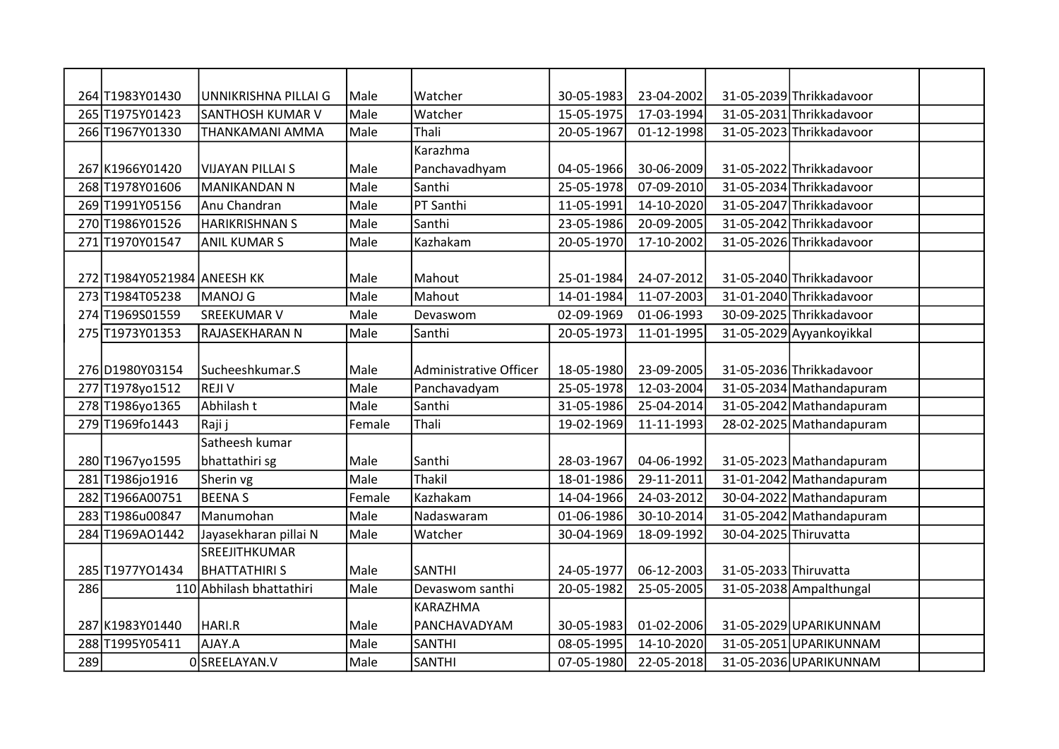| | | | | | | | | | |
|---|---|---|---|---|---|---|---|---|---|
| 264 | T1983Y01430 | UNNIKRISHNA PILLAI G | Male | Watcher | 30-05-1983 | 23-04-2002 | 31-05-2039 | Thrikkadavoor | |
| 265 | T1975Y01423 | SANTHOSH KUMAR V | Male | Watcher | 15-05-1975 | 17-03-1994 | 31-05-2031 | Thrikkadavoor | |
| 266 | T1967Y01330 | THANKAMANI AMMA | Male | Thali | 20-05-1967 | 01-12-1998 | 31-05-2023 | Thrikkadavoor | |
| 267 | K1966Y01420 | VIJAYAN PILLAI S | Male | Karazhma Panchavadhyam | 04-05-1966 | 30-06-2009 | 31-05-2022 | Thrikkadavoor | |
| 268 | T1978Y01606 | MANIKANDAN N | Male | Santhi | 25-05-1978 | 07-09-2010 | 31-05-2034 | Thrikkadavoor | |
| 269 | T1991Y05156 | Anu Chandran | Male | PT Santhi | 11-05-1991 | 14-10-2020 | 31-05-2047 | Thrikkadavoor | |
| 270 | T1986Y01526 | HARIKRISHNAN S | Male | Santhi | 23-05-1986 | 20-09-2005 | 31-05-2042 | Thrikkadavoor | |
| 271 | T1970Y01547 | ANIL KUMAR S | Male | Kazhakam | 20-05-1970 | 17-10-2002 | 31-05-2026 | Thrikkadavoor | |
| 272 | T1984Y0521984 | ANEESH KK | Male | Mahout | 25-01-1984 | 24-07-2012 | 31-05-2040 | Thrikkadavoor | |
| 273 | T1984T05238 | MANOJ G | Male | Mahout | 14-01-1984 | 11-07-2003 | 31-01-2040 | Thrikkadavoor | |
| 274 | T1969S01559 | SREEKUMAR V | Male | Devaswom | 02-09-1969 | 01-06-1993 | 30-09-2025 | Thrikkadavoor | |
| 275 | T1973Y01353 | RAJASEKHARAN N | Male | Santhi | 20-05-1973 | 11-01-1995 | 31-05-2029 | Ayyankoyikkal | |
| 276 | D1980Y03154 | Sucheeshkumar.S | Male | Administrative Officer | 18-05-1980 | 23-09-2005 | 31-05-2036 | Thrikkadavoor | |
| 277 | T1978yo1512 | REJI V | Male | Panchavadyam | 25-05-1978 | 12-03-2004 | 31-05-2034 | Mathandapuram | |
| 278 | T1986yo1365 | Abhilash t | Male | Santhi | 31-05-1986 | 25-04-2014 | 31-05-2042 | Mathandapuram | |
| 279 | T1969fo1443 | Raji j | Female | Thali | 19-02-1969 | 11-11-1993 | 28-02-2025 | Mathandapuram | |
| 280 | T1967yo1595 | Satheesh kumar bhattathiri sg | Male | Santhi | 28-03-1967 | 04-06-1992 | 31-05-2023 | Mathandapuram | |
| 281 | T1986jo1916 | Sherin vg | Male | Thakil | 18-01-1986 | 29-11-2011 | 31-01-2042 | Mathandapuram | |
| 282 | T1966A00751 | BEENA S | Female | Kazhakam | 14-04-1966 | 24-03-2012 | 30-04-2022 | Mathandapuram | |
| 283 | T1986u00847 | Manumohan | Male | Nadaswaram | 01-06-1986 | 30-10-2014 | 31-05-2042 | Mathandapuram | |
| 284 | T1969AO1442 | Jayasekharan pillai N | Male | Watcher | 30-04-1969 | 18-09-1992 | 30-04-2025 | Thiruvatta | |
| 285 | T1977YO1434 | SREEJITHKUMAR BHATTATHIRI S | Male | SANTHI | 24-05-1977 | 06-12-2003 | 31-05-2033 | Thiruvatta | |
| 286 | 110 | Abhilash bhattathiri | Male | Devaswom santhi | 20-05-1982 | 25-05-2005 | 31-05-2038 | Ampalthungal | |
| 287 | K1983Y01440 | HARI.R | Male | KARAZHMA PANCHAVADYAM | 30-05-1983 | 01-02-2006 | 31-05-2029 | UPARIKUNNAM | |
| 288 | T1995Y05411 | AJAY.A | Male | SANTHI | 08-05-1995 | 14-10-2020 | 31-05-2051 | UPARIKUNNAM | |
| 289 | 0 | SREELAYAN.V | Male | SANTHI | 07-05-1980 | 22-05-2018 | 31-05-2036 | UPARIKUNNAM | |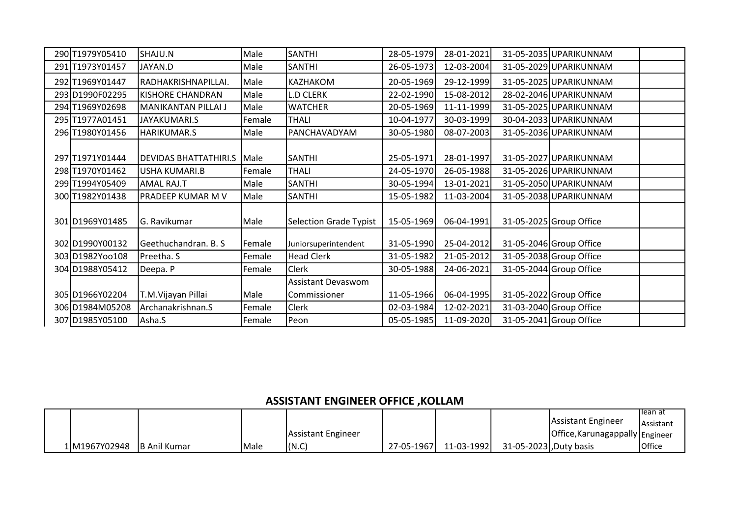| | | | | | | | | | |
|---|---|---|---|---|---|---|---|---|---|
| 290 | T1979Y05410 | SHAJU.N | Male | SANTHI | 28-05-1979 | 28-01-2021 | 31-05-2035 | UPARIKUNNAM | |
| 291 | T1973Y01457 | JAYAN.D | Male | SANTHI | 26-05-1973 | 12-03-2004 | 31-05-2029 | UPARIKUNNAM | |
| 292 | T1969Y01447 | RADHAKRISHNAPILLAI. | Male | KAZHAKOM | 20-05-1969 | 29-12-1999 | 31-05-2025 | UPARIKUNNAM | |
| 293 | D1990F02295 | KISHORE CHANDRAN | Male | L.D CLERK | 22-02-1990 | 15-08-2012 | 28-02-2046 | UPARIKUNNAM | |
| 294 | T1969Y02698 | MANIKANTAN PILLAI J | Male | WATCHER | 20-05-1969 | 11-11-1999 | 31-05-2025 | UPARIKUNNAM | |
| 295 | T1977A01451 | JAYAKUMARI.S | Female | THALI | 10-04-1977 | 30-03-1999 | 30-04-2033 | UPARIKUNNAM | |
| 296 | T1980Y01456 | HARIKUMAR.S | Male | PANCHAVADYAM | 30-05-1980 | 08-07-2003 | 31-05-2036 | UPARIKUNNAM | |
| 297 | T1971Y01444 | DEVIDAS BHATTATHIRI.S | Male | SANTHI | 25-05-1971 | 28-01-1997 | 31-05-2027 | UPARIKUNNAM | |
| 298 | T1970Y01462 | USHA KUMARI.B | Female | THALI | 24-05-1970 | 26-05-1988 | 31-05-2026 | UPARIKUNNAM | |
| 299 | T1994Y05409 | AMAL RAJ.T | Male | SANTHI | 30-05-1994 | 13-01-2021 | 31-05-2050 | UPARIKUNNAM | |
| 300 | T1982Y01438 | PRADEEP KUMAR M V | Male | SANTHI | 15-05-1982 | 11-03-2004 | 31-05-2038 | UPARIKUNNAM | |
| 301 | D1969Y01485 | G. Ravikumar | Male | Selection Grade Typist | 15-05-1969 | 06-04-1991 | 31-05-2025 | Group Office | |
| 302 | D1990Y00132 | Geethuchandran. B. S | Female | Juniorsuperintendent | 31-05-1990 | 25-04-2012 | 31-05-2046 | Group Office | |
| 303 | D1982Yoo108 | Preetha. S | Female | Head Clerk | 31-05-1982 | 21-05-2012 | 31-05-2038 | Group Office | |
| 304 | D1988Y05412 | Deepa. P | Female | Clerk | 30-05-1988 | 24-06-2021 | 31-05-2044 | Group Office | |
| 305 | D1966Y02204 | T.M.Vijayan Pillai | Male | Assistant Devaswom Commissioner | 11-05-1966 | 06-04-1995 | 31-05-2022 | Group Office | |
| 306 | D1984M05208 | Archanakrishnan.S | Female | Clerk | 02-03-1984 | 12-02-2021 | 31-03-2040 | Group Office | |
| 307 | D1985Y05100 | Asha.S | Female | Peon | 05-05-1985 | 11-09-2020 | 31-05-2041 | Group Office | |

## ASSISTANT ENGINEER OFFICE ,KOLLAM

| | | | | | | | | | |
|---|---|---|---|---|---|---|---|---|---|
| 1 | M1967Y02948 | B Anil Kumar | Male | Assistant Engineer (N.C) | 27-05-1967 | 11-03-1992 | 31-05-2023 | Assistant Engineer Office,Karunagappally ,Duty basis | lean at Assistant Engineer Office |